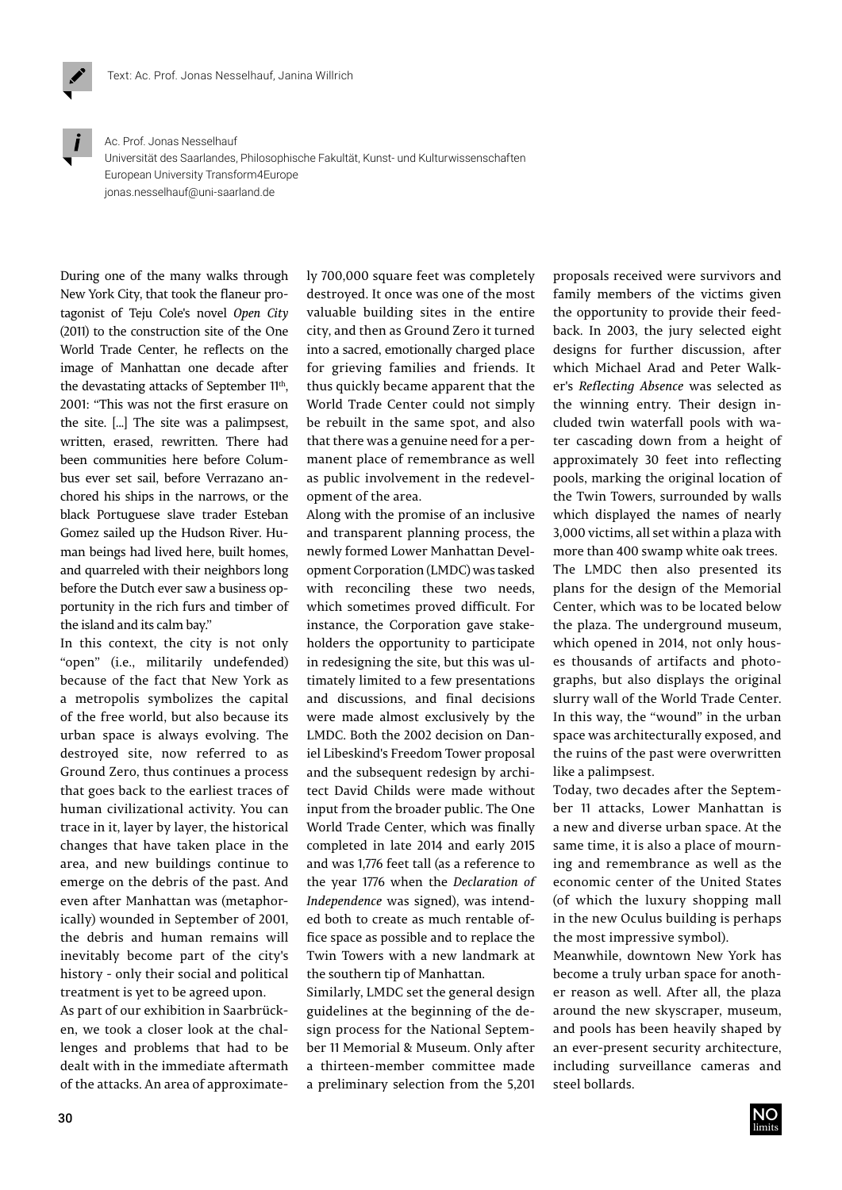Text: Ac. Prof. Jonas Nesselhauf, Janina Willrich

Ac. Prof. Jonas Nesselhauf
Universität des Saarlandes, Philosophische Fakultät, Kunst- und Kulturwissenschaften
European University Transform4Europe
jonas.nesselhauf@uni-saarland.de

During one of the many walks through New York City, that took the flaneur protagonist of Teju Cole's novel *Open City* (2011) to the construction site of the One World Trade Center, he reflects on the image of Manhattan one decade after the devastating attacks of September 11th, 2001: "This was not the first erasure on the site. [...] The site was a palimpsest, written, erased, rewritten. There had been communities here before Columbus ever set sail, before Verrazano anchored his ships in the narrows, or the black Portuguese slave trader Esteban Gomez sailed up the Hudson River. Human beings had lived here, built homes, and quarreled with their neighbors long before the Dutch ever saw a business opportunity in the rich furs and timber of the island and its calm bay."

In this context, the city is not only "open" (i.e., militarily undefended) because of the fact that New York as a metropolis symbolizes the capital of the free world, but also because its urban space is always evolving. The destroyed site, now referred to as Ground Zero, thus continues a process that goes back to the earliest traces of human civilizational activity. You can trace in it, layer by layer, the historical changes that have taken place in the area, and new buildings continue to emerge on the debris of the past. And even after Manhattan was (metaphorically) wounded in September of 2001, the debris and human remains will inevitably become part of the city's history - only their social and political treatment is yet to be agreed upon.

As part of our exhibition in Saarbrücken, we took a closer look at the challenges and problems that had to be dealt with in the immediate aftermath of the attacks. An area of approximately 700,000 square feet was completely destroyed. It once was one of the most valuable building sites in the entire city, and then as Ground Zero it turned into a sacred, emotionally charged place for grieving families and friends. It thus quickly became apparent that the World Trade Center could not simply be rebuilt in the same spot, and also that there was a genuine need for a permanent place of remembrance as well as public involvement in the redevelopment of the area.

Along with the promise of an inclusive and transparent planning process, the newly formed Lower Manhattan Development Corporation (LMDC) was tasked with reconciling these two needs, which sometimes proved difficult. For instance, the Corporation gave stakeholders the opportunity to participate in redesigning the site, but this was ultimately limited to a few presentations and discussions, and final decisions were made almost exclusively by the LMDC. Both the 2002 decision on Daniel Libeskind's Freedom Tower proposal and the subsequent redesign by architect David Childs were made without input from the broader public. The One World Trade Center, which was finally completed in late 2014 and early 2015 and was 1,776 feet tall (as a reference to the year 1776 when the *Declaration of Independence* was signed), was intended both to create as much rentable office space as possible and to replace the Twin Towers with a new landmark at the southern tip of Manhattan.

Similarly, LMDC set the general design guidelines at the beginning of the design process for the National September 11 Memorial & Museum. Only after a thirteen-member committee made a preliminary selection from the 5,201 proposals received were survivors and family members of the victims given the opportunity to provide their feedback. In 2003, the jury selected eight designs for further discussion, after which Michael Arad and Peter Walker's *Reflecting Absence* was selected as the winning entry. Their design included twin waterfall pools with water cascading down from a height of approximately 30 feet into reflecting pools, marking the original location of the Twin Towers, surrounded by walls which displayed the names of nearly 3,000 victims, all set within a plaza with more than 400 swamp white oak trees.

The LMDC then also presented its plans for the design of the Memorial Center, which was to be located below the plaza. The underground museum, which opened in 2014, not only houses thousands of artifacts and photographs, but also displays the original slurry wall of the World Trade Center. In this way, the "wound" in the urban space was architecturally exposed, and the ruins of the past were overwritten like a palimpsest.

Today, two decades after the September 11 attacks, Lower Manhattan is a new and diverse urban space. At the same time, it is also a place of mourning and remembrance as well as the economic center of the United States (of which the luxury shopping mall in the new Oculus building is perhaps the most impressive symbol).

Meanwhile, downtown New York has become a truly urban space for another reason as well. After all, the plaza around the new skyscraper, museum, and pools has been heavily shaped by an ever-present security architecture, including surveillance cameras and steel bollards.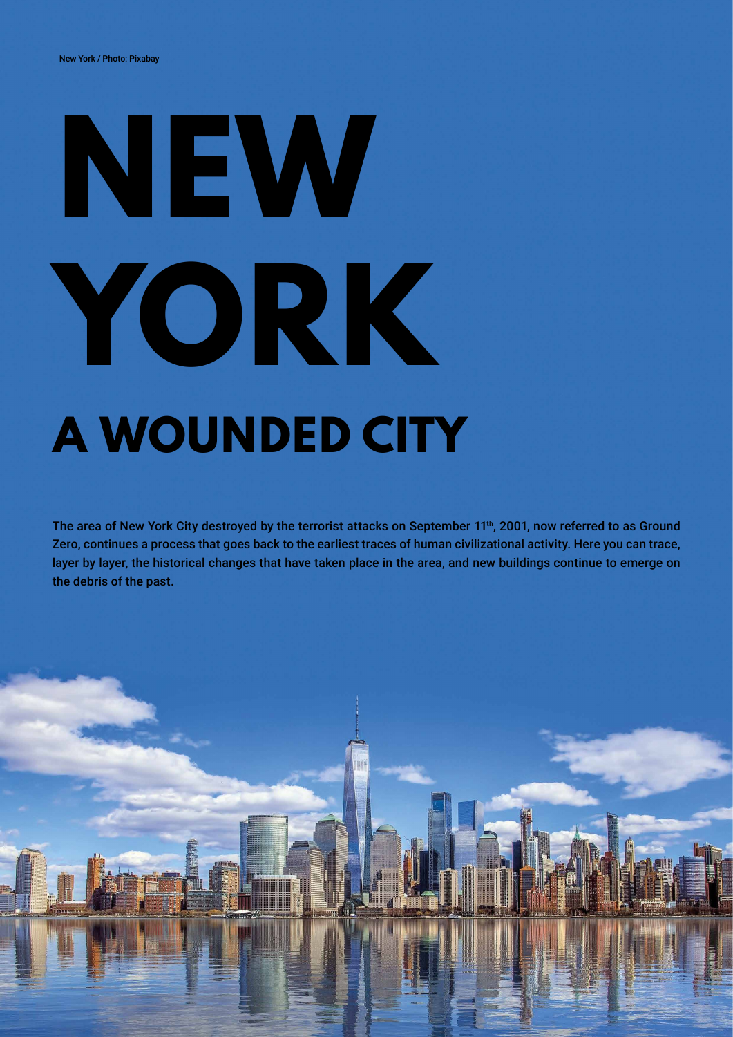New York / Photo: Pixabay

# NEW YORK

## A WOUNDED CITY

**The area of New York City destroyed by the terrorist attacks on September 11th, 2001, now referred to as Ground Zero, continues a process that goes back to the earliest traces of human civilizational activity. Here you can trace, layer by layer, the historical changes that have taken place in the area, and new buildings continue to emerge on the debris of the past.**